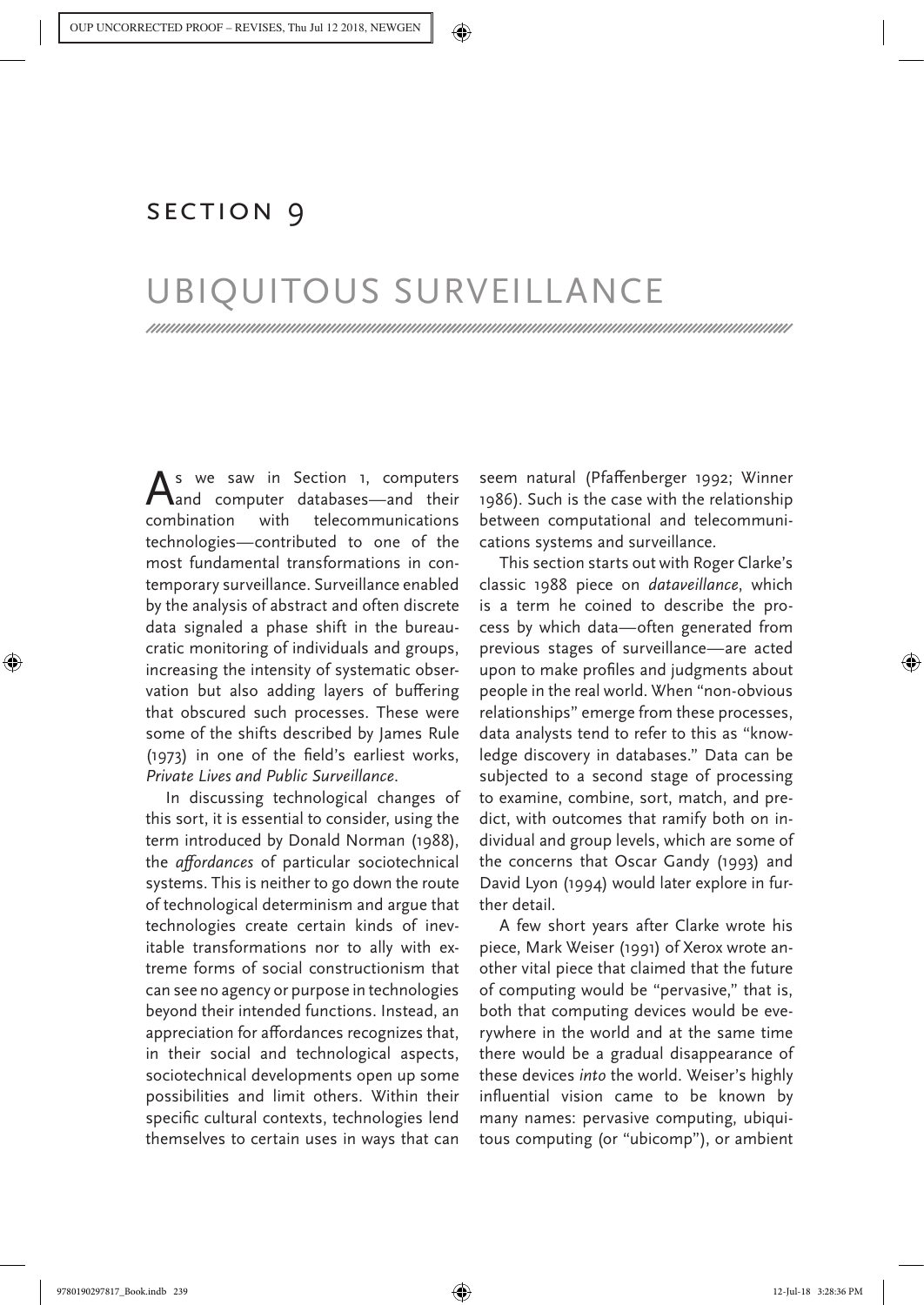# SECTION 9

# UBIQUITOUS SURVEILLANCE

As we saw in Section 1, computers and computer databases—and their combination with telecommunications technologies—contributed to one of the most fundamental transformations in contemporary surveillance. Surveillance enabled by the analysis of abstract and often discrete data signaled a phase shift in the bureaucratic monitoring of individuals and groups, increasing the intensity of systematic observation but also adding layers of buffering that obscured such processes. These were some of the shifts described by James Rule (1973) in one of the field's earliest works, *Private Lives and Public Surveillance*.

In discussing technological changes of this sort, it is essential to consider, using the term introduced by Donald Norman (1988), the *affordances* of particular sociotechnical systems. This is neither to go down the route of technological determinism and argue that technologies create certain kinds of inevitable transformations nor to ally with extreme forms of social constructionism that can see no agency or purpose in technologies beyond their intended functions. Instead, an appreciation for affordances recognizes that, in their social and technological aspects, sociotechnical developments open up some possibilities and limit others. Within their specific cultural contexts, technologies lend themselves to certain uses in ways that can seem natural (Pfaffenberger 1992; Winner 1986). Such is the case with the relationship between computational and telecommunications systems and surveillance.

This section starts out with Roger Clarke's classic 1988 piece on *dataveillance*, which is a term he coined to describe the process by which data—often generated from previous stages of surveillance—are acted upon to make profiles and judgments about people in the real world. When "non-obvious relationships" emerge from these processes, data analysts tend to refer to this as "knowledge discovery in databases." Data can be subjected to a second stage of processing to examine, combine, sort, match, and predict, with outcomes that ramify both on individual and group levels, which are some of the concerns that Oscar Gandy (1993) and David Lyon (1994) would later explore in further detail.

A few short years after Clarke wrote his piece, Mark Weiser (1991) of Xerox wrote another vital piece that claimed that the future of computing would be "pervasive," that is, both that computing devices would be everywhere in the world and at the same time there would be a gradual disappearance of these devices *into* the world. Weiser's highly influential vision came to be known by many names: pervasive computing, ubiquitous computing (or "ubicomp"), or ambient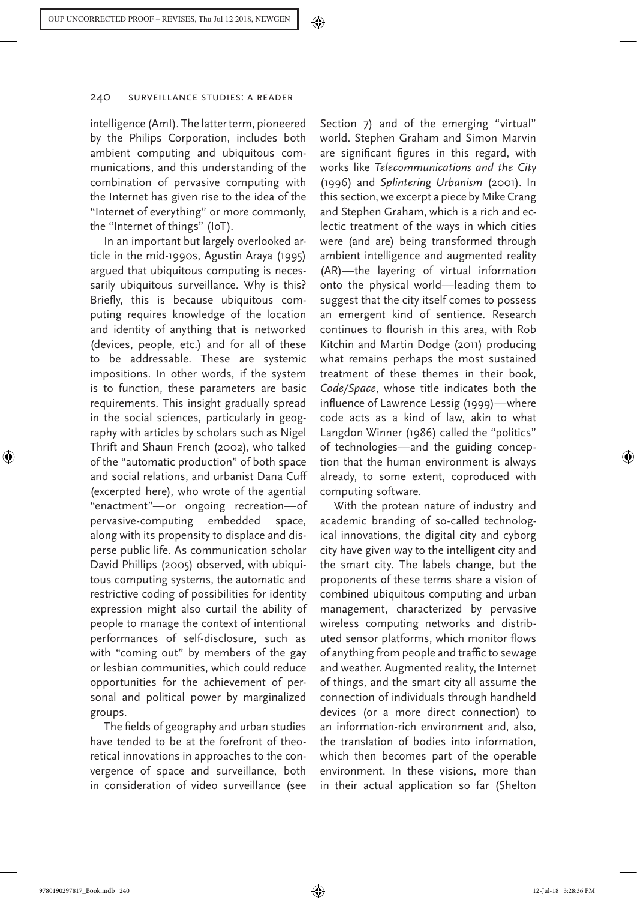intelligence (AmI). The latter term, pioneered by the Philips Corporation, includes both ambient computing and ubiquitous communications, and this understanding of the combination of pervasive computing with the Internet has given rise to the idea of the "Internet of everything" or more commonly, the "Internet of things" (IoT).

In an important but largely overlooked article in the mid-1990s, Agustin Araya (1995) argued that ubiquitous computing is necessarily ubiquitous surveillance. Why is this? Briefly, this is because ubiquitous computing requires knowledge of the location and identity of anything that is networked (devices, people, etc.) and for all of these to be addressable. These are systemic impositions. In other words, if the system is to function, these parameters are basic requirements. This insight gradually spread in the social sciences, particularly in geography with articles by scholars such as Nigel Thrift and Shaun French (2002), who talked of the "automatic production" of both space and social relations, and urbanist Dana Cuff (excerpted here), who wrote of the agential "enactment"—or ongoing recreation—of pervasive-computing embedded space, along with its propensity to displace and disperse public life. As communication scholar David Phillips (2005) observed, with ubiquitous computing systems, the automatic and restrictive coding of possibilities for identity expression might also curtail the ability of people to manage the context of intentional performances of self-disclosure, such as with "coming out" by members of the gay or lesbian communities, which could reduce opportunities for the achievement of personal and political power by marginalized groups.

The fields of geography and urban studies have tended to be at the forefront of theoretical innovations in approaches to the convergence of space and surveillance, both in consideration of video surveillance (see Section 7) and of the emerging "virtual" world. Stephen Graham and Simon Marvin are significant figures in this regard, with works like *Telecommunications and the City* (1996) and *Splintering Urbanism* (2001). In this section, we excerpt a piece by Mike Crang and Stephen Graham, which is a rich and eclectic treatment of the ways in which cities were (and are) being transformed through ambient intelligence and augmented reality (AR)—the layering of virtual information onto the physical world—leading them to suggest that the city itself comes to possess an emergent kind of sentience. Research continues to flourish in this area, with Rob Kitchin and Martin Dodge (2011) producing what remains perhaps the most sustained treatment of these themes in their book, *Code/Space*, whose title indicates both the influence of Lawrence Lessig (1999)—where code acts as a kind of law, akin to what Langdon Winner (1986) called the "politics" of technologies—and the guiding conception that the human environment is always already, to some extent, coproduced with computing software.

With the protean nature of industry and academic branding of so-called technological innovations, the digital city and cyborg city have given way to the intelligent city and the smart city. The labels change, but the proponents of these terms share a vision of combined ubiquitous computing and urban management, characterized by pervasive wireless computing networks and distributed sensor platforms, which monitor flows of anything from people and traffic to sewage and weather. Augmented reality, the Internet of things, and the smart city all assume the connection of individuals through handheld devices (or a more direct connection) to an information-rich environment and, also, the translation of bodies into information, which then becomes part of the operable environment. In these visions, more than in their actual application so far (Shelton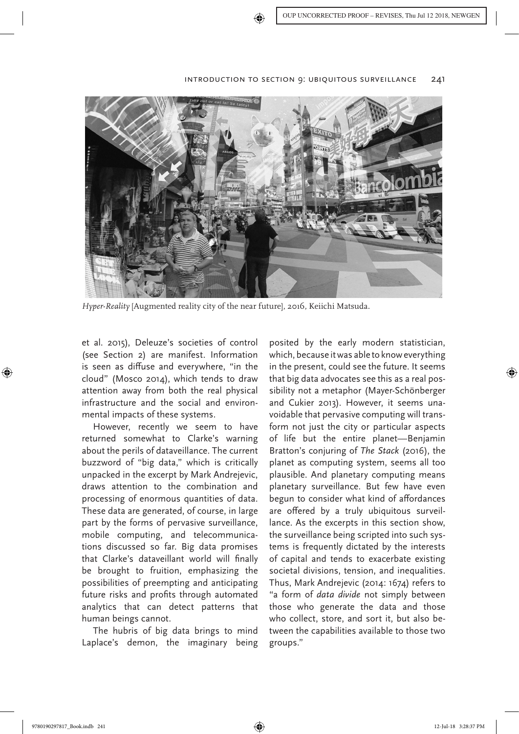*Hyper-Reality* [Augmented reality city of the near future], 2016, Keiichi Matsuda.

et al. 2015), Deleuze's societies of control (see Section 2) are manifest. Information is seen as diffuse and everywhere, "in the cloud" (Mosco 2014), which tends to draw attention away from both the real physical infrastructure and the social and environmental impacts of these systems.

However, recently we seem to have returned somewhat to Clarke's warning about the perils of dataveillance. The current buzzword of "big data," which is critically unpacked in the excerpt by Mark Andrejevic, draws attention to the combination and processing of enormous quantities of data. These data are generated, of course, in large part by the forms of pervasive surveillance, mobile computing, and telecommunications discussed so far. Big data promises that Clarke's dataveillant world will finally be brought to fruition, emphasizing the possibilities of preempting and anticipating future risks and profits through automated analytics that can detect patterns that human beings cannot.

The hubris of big data brings to mind Laplace's demon, the imaginary being posited by the early modern statistician, which, because it was able to know everything in the present, could see the future. It seems that big data advocates see this as a real possibility not a metaphor (Mayer-Schönberger and Cukier 2013). However, it seems unavoidable that pervasive computing will transform not just the city or particular aspects of life but the entire planet—Benjamin Bratton's conjuring of *The Stack* (2016), the planet as computing system, seems all too plausible. And planetary computing means planetary surveillance. But few have even begun to consider what kind of affordances are offered by a truly ubiquitous surveillance. As the excerpts in this section show, the surveillance being scripted into such systems is frequently dictated by the interests of capital and tends to exacerbate existing societal divisions, tension, and inequalities. Thus, Mark Andrejevic (2014: 1674) refers to "a form of *data divide* not simply between those who generate the data and those who collect, store, and sort it, but also between the capabilities available to those two groups."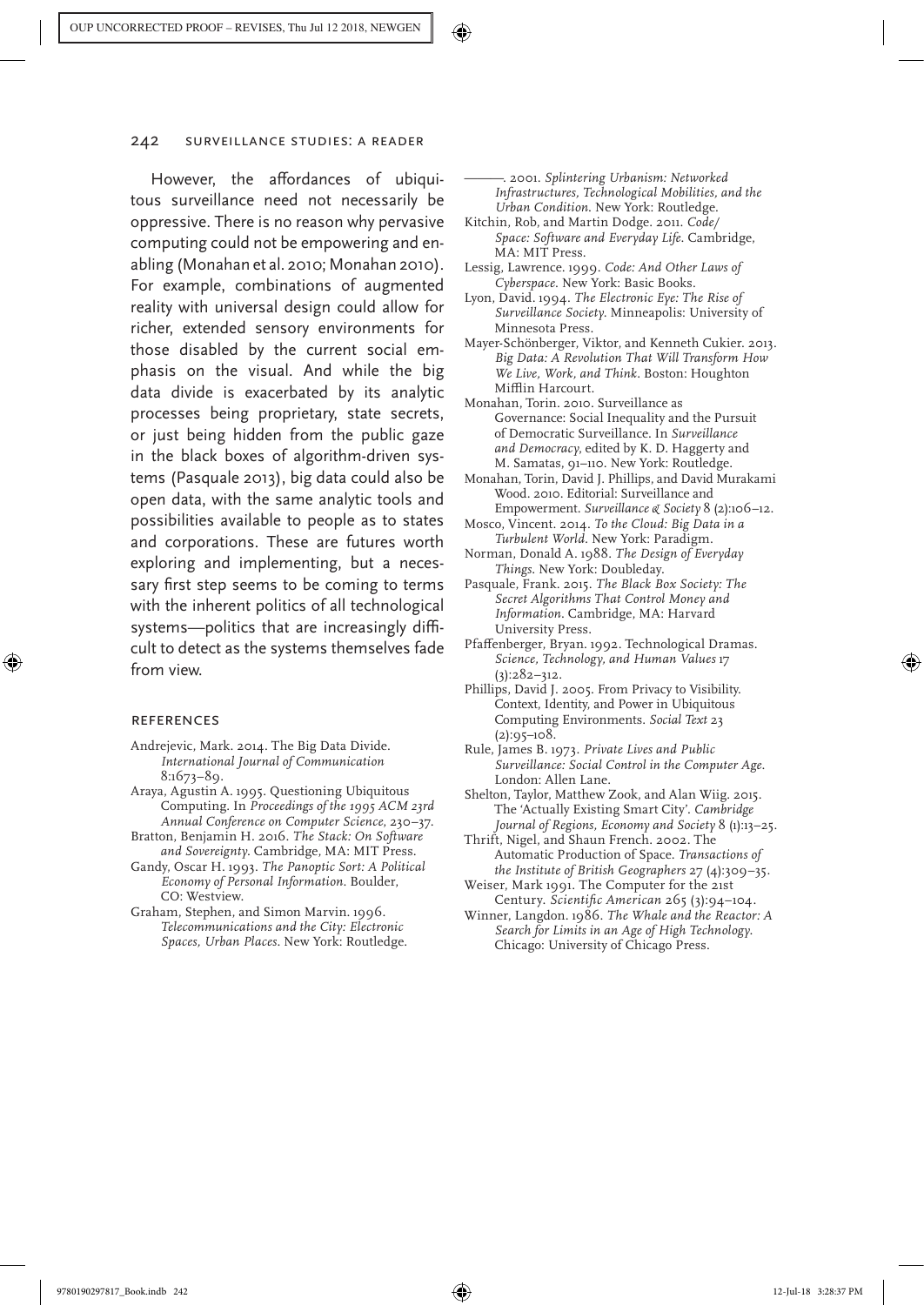However, the affordances of ubiquitous surveillance need not necessarily be oppressive. There is no reason why pervasive computing could not be empowering and enabling (Monahan et al. 2010; Monahan 2010). For example, combinations of augmented reality with universal design could allow for richer, extended sensory environments for those disabled by the current social emphasis on the visual. And while the big data divide is exacerbated by its analytic processes being proprietary, state secrets, or just being hidden from the public gaze in the black boxes of algorithm-driven systems (Pasquale 2013), big data could also be open data, with the same analytic tools and possibilities available to people as to states and corporations. These are futures worth exploring and implementing, but a necessary first step seems to be coming to terms with the inherent politics of all technological systems—politics that are increasingly difficult to detect as the systems themselves fade from view.

## REFERENCES

Andrejevic, Mark. 2014. The Big Data Divide. *International Journal of Communication* 8:1673–89.

Araya, Agustin A. 1995. Questioning Ubiquitous Computing. In *Proceedings of the 1995 ACM 23rd Annual Conference on Computer Science*, 230–37.

Bratton, Benjamin H. 2016. *The Stack: On Software and Sovereignty*. Cambridge, MA: MIT Press.

Gandy, Oscar H. 1993. *The Panoptic Sort: A Political Economy of Personal Information*. Boulder, CO: Westview.

Graham, Stephen, and Simon Marvin. 1996. *Telecommunications and the City: Electronic Spaces, Urban Places*. New York: Routledge.

———. 2001. *Splintering Urbanism: Networked Infrastructures, Technological Mobilities, and the Urban Condition*. New York: Routledge.

Kitchin, Rob, and Martin Dodge. 2011. *Code/Space: Software and Everyday Life*. Cambridge, MA: MIT Press.

Lessig, Lawrence. 1999. *Code: And Other Laws of Cyberspace*. New York: Basic Books.

Lyon, David. 1994. *The Electronic Eye: The Rise of Surveillance Society*. Minneapolis: University of Minnesota Press.

Mayer-Schönberger, Viktor, and Kenneth Cukier. 2013. *Big Data: A Revolution That Will Transform How We Live, Work, and Think*. Boston: Houghton Mifflin Harcourt.

Monahan, Torin. 2010. Surveillance as Governance: Social Inequality and the Pursuit of Democratic Surveillance. In *Surveillance and Democracy*, edited by K. D. Haggerty and M. Samatas, 91–110. New York: Routledge.

Monahan, Torin, David J. Phillips, and David Murakami Wood. 2010. Editorial: Surveillance and Empowerment. *Surveillance & Society* 8 (2):106–12.

Mosco, Vincent. 2014. *To the Cloud: Big Data in a Turbulent World*. New York: Paradigm.

Norman, Donald A. 1988. *The Design of Everyday Things*. New York: Doubleday.

Pasquale, Frank. 2015. *The Black Box Society: The Secret Algorithms That Control Money and Information*. Cambridge, MA: Harvard University Press.

Pfaffenberger, Bryan. 1992. Technological Dramas. *Science, Technology, and Human Values* 17 (3):282–312.

Phillips, David J. 2005. From Privacy to Visibility. Context, Identity, and Power in Ubiquitous Computing Environments. *Social Text* 23 (2):95–108.

Rule, James B. 1973. *Private Lives and Public Surveillance: Social Control in the Computer Age*. London: Allen Lane.

Shelton, Taylor, Matthew Zook, and Alan Wiig. 2015. The 'Actually Existing Smart City'. *Cambridge Journal of Regions, Economy and Society* 8 (1):13–25.

Thrift, Nigel, and Shaun French. 2002. The Automatic Production of Space. *Transactions of the Institute of British Geographers* 27 (4):309–35.

Weiser, Mark 1991. The Computer for the 21st Century. *Scientific American* 265 (3):94–104.

Winner, Langdon. 1986. *The Whale and the Reactor: A Search for Limits in an Age of High Technology*. Chicago: University of Chicago Press.